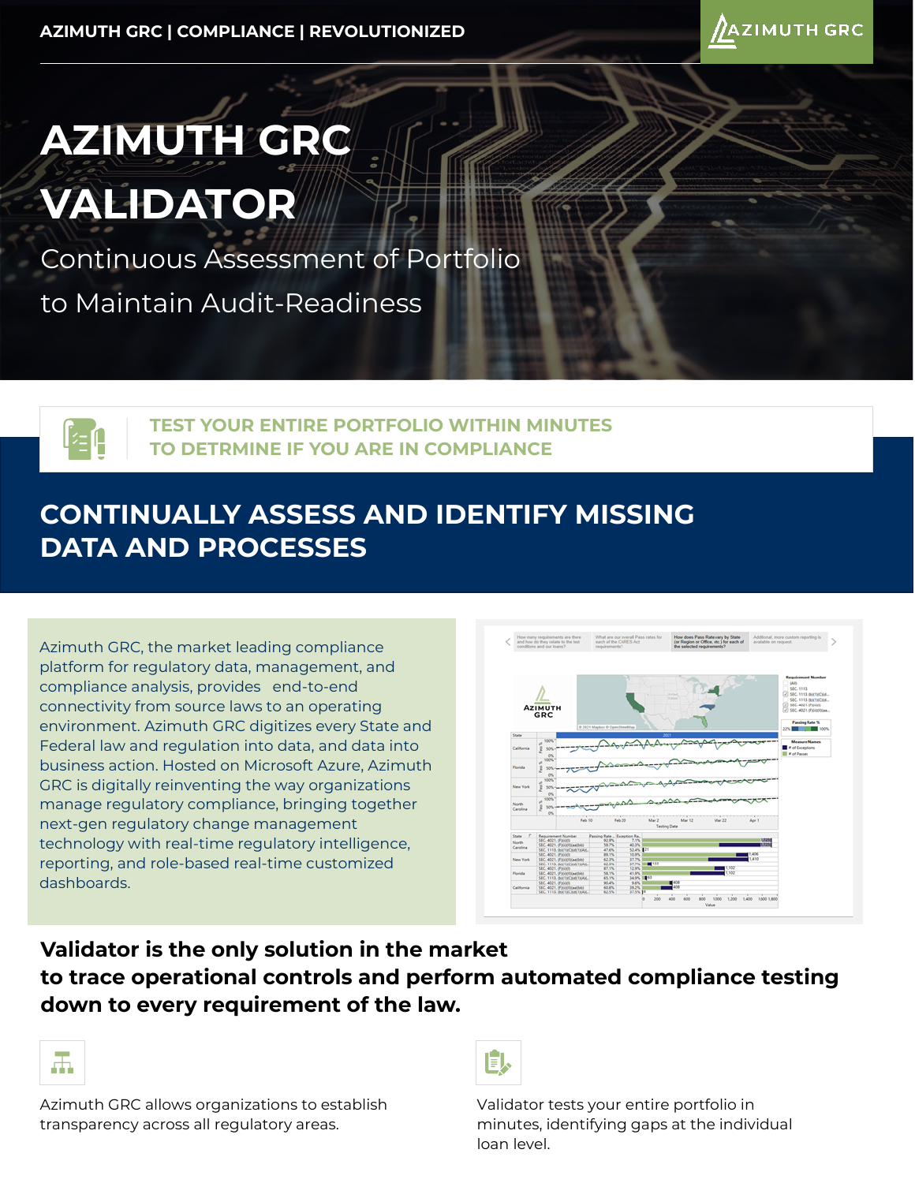AZIMUTH GRC | COMPLIANCE | REVOLUTIONIZED

# AZIMUTH GRC VALIDATOR

Continuous Assessment of Portfolio to Maintain Audit-Readiness

**TEST YOUR ENTIRE PORTFOLIO WITHIN MINUTES TO DETRMINE IF YOU ARE IN COMPLIANCE**

## CONTINUALLY ASSESS AND IDENTIFY MISSING DATA AND PROCESSES

Azimuth GRC, the market leading compliance platform for regulatory data, management, and compliance analysis, provides end-to-end connectivity from source laws to an operating environment. Azimuth GRC digitizes every State and Federal law and regulation into data, and data into business action. Hosted on Microsoft Azure, Azimuth GRC is digitally reinventing the way organizations manage regulatory compliance, bringing together next-gen regulatory change management technology with real-time regulatory intelligence, reporting, and role-based real-time customized dashboards.

**Validator is the only solution in the market to trace operational controls and perform automated compliance testing down to every requirement of the law.**

Azimuth GRC allows organizations to establish transparency across all regulatory areas.

Validator tests your entire portfolio in minutes, identifying gaps at the individual loan level.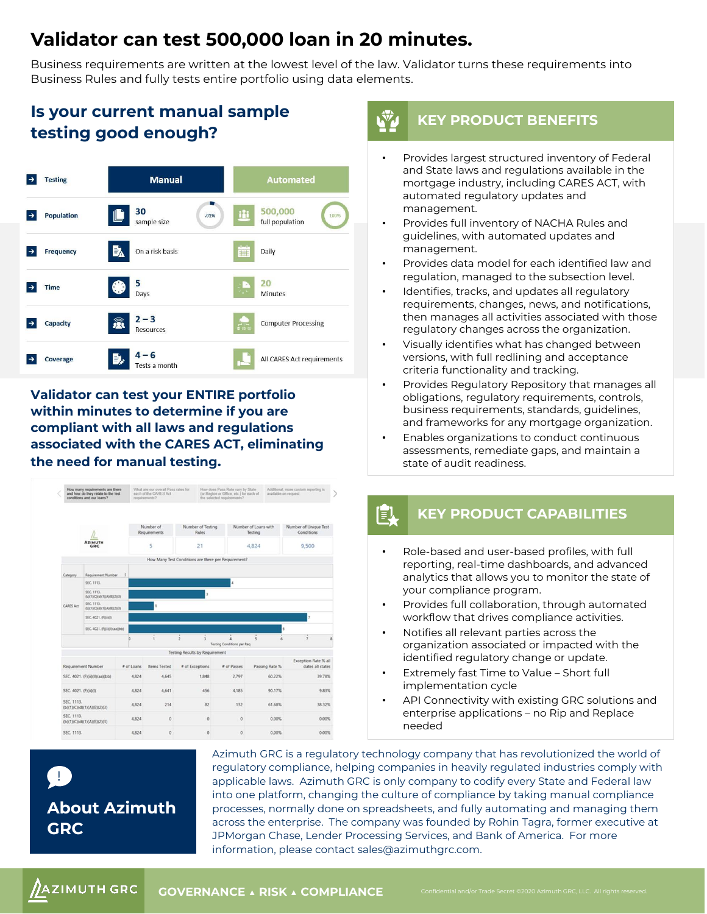# Validator can test 500,000 loan in 20 minutes.

Business requirements are written at the lowest level of the law. Validator turns these requirements into Business Rules and fully tests entire portfolio using data elements.

## Is your current manual sample testing good enough?

| Testing | Manual | Automated |
|---|---|---|
| Population | 30 sample size (.01%) | 500,000 full population (100%) |
| Frequency | On a risk basis | Daily |
| Time | 5 Days | 20 Minutes |
| Capacity | 2 – 3 Resources | Computer Processing |
| Coverage | 4 – 6 Tests a month | All CARES Act requirements |

**Validator can test your ENTIRE portfolio within minutes to determine if you are compliant with all laws and regulations associated with the CARES ACT, eliminating the need for manual testing.**

How many requirements are there and how do they relate to the test conditions and our loans?

What are our overall Pass rates for each of the CARES Act requirements?

How does Pass Rate vary by State (or Region or Office, etc.) for each of the selected requirements?

Additional, more custom reporting is available on request.

| Number of Requirements | Number of Testing Rules | Number of Loans with Testing | Number of Unique Test Conditions |
|---|---|---|---|
| 5 | 21 | 4,824 | 9,500 |

How Many Test Conditions are there per Requirement?

Category: CARES Act

Requirement Number:
- SEC. 1113. — 4
- SEC. 1113. (b)(1)(C)(ii)(1)(A)(II)(2)(3) — 3
- SEC. 1113. (b)(1)(C)(ii)(1)(A)(II)(2)(3) — 1
- SEC. 4021. (F)(ii)(II) — 7
- SEC. 4021. (F)(ii)(II)(aa)(bb) — 6

0 1 2 3 4 5 6 7 8

Testing Conditions per Req

Testing Results by Requirement

| Requirement Number | # of Loans | Items Tested | # of Exceptions | # of Passes | Passing Rate % | Exception Rate % all dates all states |
|---|---|---|---|---|---|---|
| SEC. 4021. (F)(ii)(II)(aa)(bb) | 4,824 | 4,645 | 1,848 | 2,797 | 60.22% | 39.78% |
| SEC. 4021. (F)(ii)(II) | 4,824 | 4,641 | 456 | 4,185 | 90.17% | 9.83% |
| SEC. 1113. (b)(1)(C)(ii)(1)(A)(II)(2)(3) | 4,824 | 214 | 82 | 132 | 61.68% | 38.32% |
| SEC. 1113. (b)(1)(C)(ii)(1)(A)(II)(2)(3) | 4,824 | 0 | 0 | 0 | 0.00% | 0.00% |
| SEC. 1113. | 4,824 | 0 | 0 | 0 | 0.00% | 0.00% |

## KEY PRODUCT BENEFITS

- Provides largest structured inventory of Federal and State laws and regulations available in the mortgage industry, including CARES ACT, with automated regulatory updates and management.
- Provides full inventory of NACHA Rules and guidelines, with automated updates and management.
- Provides data model for each identified law and regulation, managed to the subsection level.
- Identifies, tracks, and updates all regulatory requirements, changes, news, and notifications, then manages all activities associated with those regulatory changes across the organization.
- Visually identifies what has changed between versions, with full redlining and acceptance criteria functionality and tracking.
- Provides Regulatory Repository that manages all obligations, regulatory requirements, controls, business requirements, standards, guidelines, and frameworks for any mortgage organization.
- Enables organizations to conduct continuous assessments, remediate gaps, and maintain a state of audit readiness.

## KEY PRODUCT CAPABILITIES

- Role-based and user-based profiles, with full reporting, real-time dashboards, and advanced analytics that allows you to monitor the state of your compliance program.
- Provides full collaboration, through automated workflow that drives compliance activities.
- Notifies all relevant parties across the organization associated with or impacted with the identified regulatory change or update.
- Extremely fast Time to Value – Short full implementation cycle
- API Connectivity with existing GRC solutions and enterprise applications – no Rip and Replace needed

## About Azimuth GRC

Azimuth GRC is a regulatory technology company that has revolutionized the world of regulatory compliance, helping companies in heavily regulated industries comply with applicable laws. Azimuth GRC is only company to codify every State and Federal law into one platform, changing the culture of compliance by taking manual compliance processes, normally done on spreadsheets, and fully automating and managing them across the enterprise. The company was founded by Rohin Tagra, former executive at JPMorgan Chase, Lender Processing Services, and Bank of America. For more information, please contact sales@azimuthgrc.com.

AZIMUTH GRC — GOVERNANCE ▲ RISK ▲ COMPLIANCE

Confidential and/or Trade Secret ©2020 Azimuth GRC, LLC. All rights reserved.